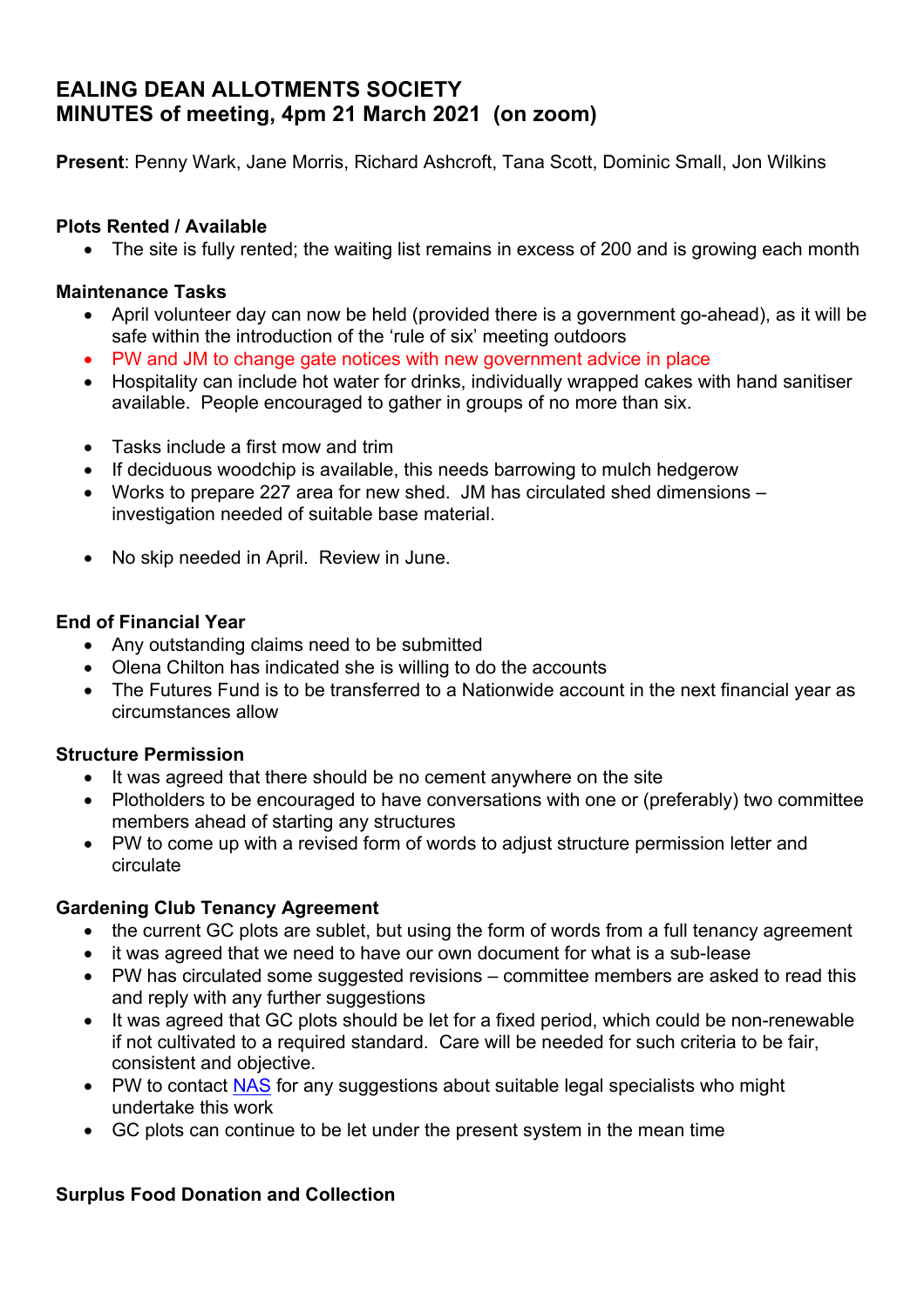# EALING DEAN ALLOTMENTS SOCIETY
# MINUTES of meeting, 4pm 21 March 2021 (on zoom)

**Present**: Penny Wark, Jane Morris, Richard Ashcroft, Tana Scott, Dominic Small, Jon Wilkins

### Plots Rented / Available

- The site is fully rented; the waiting list remains in excess of 200 and is growing each month

### Maintenance Tasks

- April volunteer day can now be held (provided there is a government go-ahead), as it will be safe within the introduction of the 'rule of six' meeting outdoors
- PW and JM to change gate notices with new government advice in place
- Hospitality can include hot water for drinks, individually wrapped cakes with hand sanitiser available. People encouraged to gather in groups of no more than six.

- Tasks include a first mow and trim
- If deciduous woodchip is available, this needs barrowing to mulch hedgerow
- Works to prepare 227 area for new shed. JM has circulated shed dimensions – investigation needed of suitable base material.

- No skip needed in April. Review in June.

### End of Financial Year

- Any outstanding claims need to be submitted
- Olena Chilton has indicated she is willing to do the accounts
- The Futures Fund is to be transferred to a Nationwide account in the next financial year as circumstances allow

### Structure Permission

- It was agreed that there should be no cement anywhere on the site
- Plotholders to be encouraged to have conversations with one or (preferably) two committee members ahead of starting any structures
- PW to come up with a revised form of words to adjust structure permission letter and circulate

### Gardening Club Tenancy Agreement

- the current GC plots are sublet, but using the form of words from a full tenancy agreement
- it was agreed that we need to have our own document for what is a sub-lease
- PW has circulated some suggested revisions – committee members are asked to read this and reply with any further suggestions
- It was agreed that GC plots should be let for a fixed period, which could be non-renewable if not cultivated to a required standard. Care will be needed for such criteria to be fair, consistent and objective.
- PW to contact NAS for any suggestions about suitable legal specialists who might undertake this work
- GC plots can continue to be let under the present system in the mean time

### Surplus Food Donation and Collection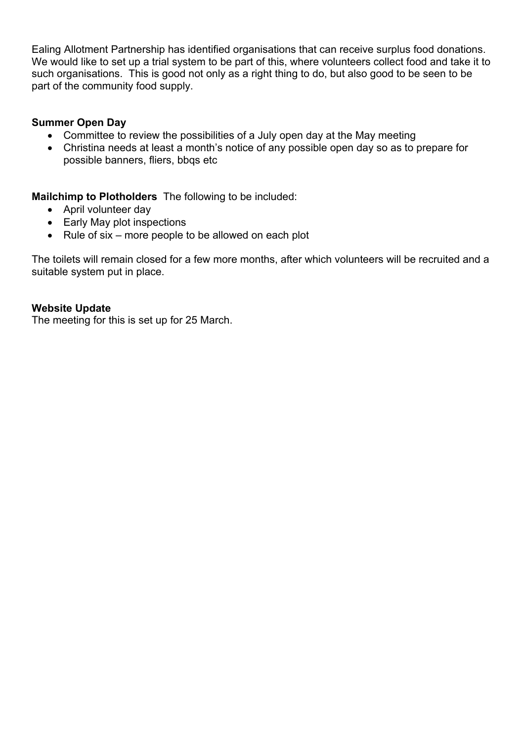Ealing Allotment Partnership has identified organisations that can receive surplus food donations. We would like to set up a trial system to be part of this, where volunteers collect food and take it to such organisations. This is good not only as a right thing to do, but also good to be seen to be part of the community food supply.

**Summer Open Day**

- Committee to review the possibilities of a July open day at the May meeting
- Christina needs at least a month's notice of any possible open day so as to prepare for possible banners, fliers, bbqs etc

**Mailchimp to Plotholders** The following to be included:

- April volunteer day
- Early May plot inspections
- Rule of six – more people to be allowed on each plot

The toilets will remain closed for a few more months, after which volunteers will be recruited and a suitable system put in place.

**Website Update**
The meeting for this is set up for 25 March.